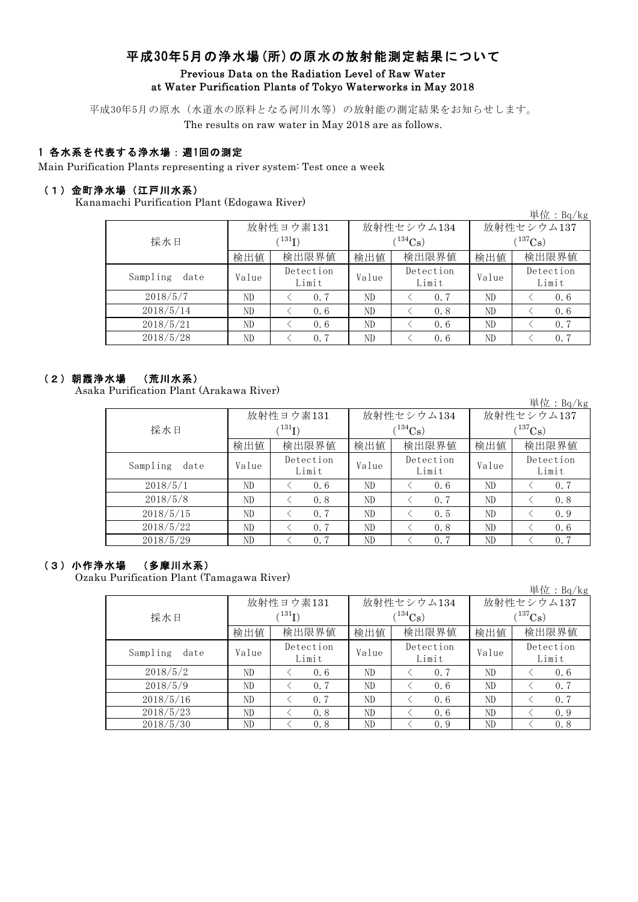# 平成30年5月の浄水場(所)の原水の放射能測定結果について

## Previous Data on the Radiation Level of Raw Water at Water Purification Plants of Tokyo Waterworks in May 2018

平成30年5月の原水（水道水の原料となる河川水等）の放射能の測定結果をお知らせします。
The results on raw water in May 2018 are as follows.

### 1 各水系を代表する浄水場：週1回の測定

Main Purification Plants representing a river system: Test once a week

#### （1）金町浄水場（江戸川水系）

Kanamachi Purification Plant (Edogawa River)

単位：Bq/kg

| 採水日 | 放射性ヨウ素131 ($^{131}I$) | | 放射性セシウム134 ($^{134}Cs$) | | 放射性セシウム137 ($^{137}Cs$) | |
|---|---|---|---|---|---|---|
| | 検出値 | 検出限界値 | 検出値 | 検出限界値 | 検出値 | 検出限界値 |
| Sampling date | Value | Detection Limit | Value | Detection Limit | Value | Detection Limit |
| 2018/5/7 | ND | ＜ 0.7 | ND | ＜ 0.7 | ND | ＜ 0.6 |
| 2018/5/14 | ND | ＜ 0.6 | ND | ＜ 0.8 | ND | ＜ 0.6 |
| 2018/5/21 | ND | ＜ 0.6 | ND | ＜ 0.6 | ND | ＜ 0.7 |
| 2018/5/28 | ND | ＜ 0.7 | ND | ＜ 0.6 | ND | ＜ 0.7 |

#### （2）朝霞浄水場 （荒川水系）

Asaka Purification Plant (Arakawa River)

単位：Bq/kg

| 採水日 | 放射性ヨウ素131 ($^{131}I$) | | 放射性セシウム134 ($^{134}Cs$) | | 放射性セシウム137 ($^{137}Cs$) | |
|---|---|---|---|---|---|---|
| | 検出値 | 検出限界値 | 検出値 | 検出限界値 | 検出値 | 検出限界値 |
| Sampling date | Value | Detection Limit | Value | Detection Limit | Value | Detection Limit |
| 2018/5/1 | ND | ＜ 0.6 | ND | ＜ 0.6 | ND | ＜ 0.7 |
| 2018/5/8 | ND | ＜ 0.8 | ND | ＜ 0.7 | ND | ＜ 0.8 |
| 2018/5/15 | ND | ＜ 0.7 | ND | ＜ 0.5 | ND | ＜ 0.9 |
| 2018/5/22 | ND | ＜ 0.7 | ND | ＜ 0.8 | ND | ＜ 0.6 |
| 2018/5/29 | ND | ＜ 0.7 | ND | ＜ 0.7 | ND | ＜ 0.7 |

#### （3）小作浄水場 （多摩川水系）

Ozaku Purification Plant (Tamagawa River)

単位：Bq/kg

| 採水日 | 放射性ヨウ素131 ($^{131}I$) | | 放射性セシウム134 ($^{134}Cs$) | | 放射性セシウム137 ($^{137}Cs$) | |
|---|---|---|---|---|---|---|
| | 検出値 | 検出限界値 | 検出値 | 検出限界値 | 検出値 | 検出限界値 |
| Sampling date | Value | Detection Limit | Value | Detection Limit | Value | Detection Limit |
| 2018/5/2 | ND | ＜ 0.6 | ND | ＜ 0.7 | ND | ＜ 0.6 |
| 2018/5/9 | ND | ＜ 0.7 | ND | ＜ 0.6 | ND | ＜ 0.7 |
| 2018/5/16 | ND | ＜ 0.7 | ND | ＜ 0.6 | ND | ＜ 0.7 |
| 2018/5/23 | ND | ＜ 0.8 | ND | ＜ 0.6 | ND | ＜ 0.9 |
| 2018/5/30 | ND | ＜ 0.8 | ND | ＜ 0.9 | ND | ＜ 0.8 |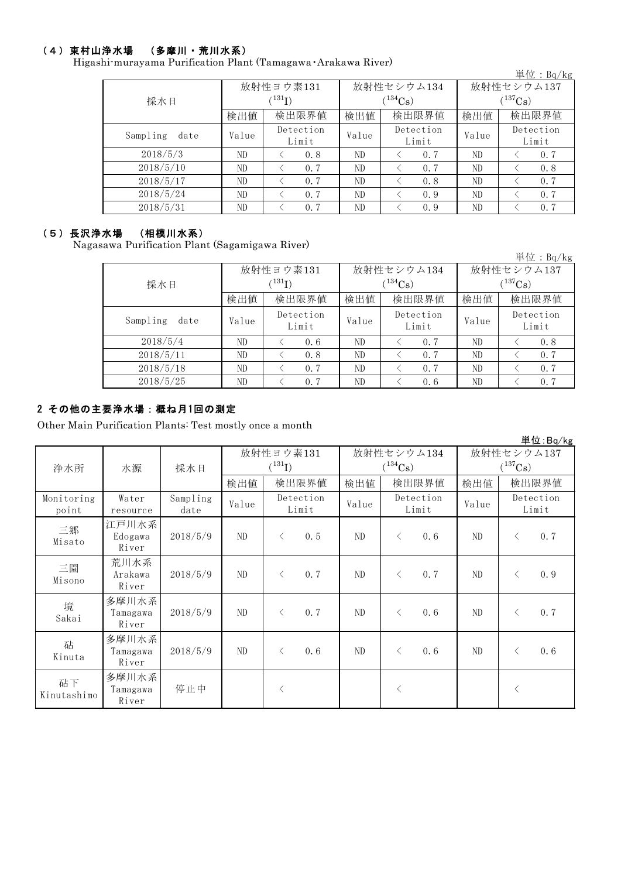### （4）東村山浄水場　（多摩川・荒川水系）

Higashi-murayama Purification Plant (Tamagawa・Arakawa River)

単位：Bq/kg

| 採水日 | 放射性ヨウ素131 ($^{131}I$) | | 放射性セシウム134 ($^{134}Cs$) | | 放射性セシウム137 ($^{137}Cs$) | |
|---|---|---|---|---|---|---|
| | 検出値 | 検出限界値 | 検出値 | 検出限界値 | 検出値 | 検出限界値 |
| Sampling date | Value | Detection Limit | Value | Detection Limit | Value | Detection Limit |
| 2018/5/3 | ND | ＜ 0.8 | ND | ＜ 0.7 | ND | ＜ 0.7 |
| 2018/5/10 | ND | ＜ 0.7 | ND | ＜ 0.7 | ND | ＜ 0.8 |
| 2018/5/17 | ND | ＜ 0.7 | ND | ＜ 0.8 | ND | ＜ 0.7 |
| 2018/5/24 | ND | ＜ 0.7 | ND | ＜ 0.9 | ND | ＜ 0.7 |
| 2018/5/31 | ND | ＜ 0.7 | ND | ＜ 0.9 | ND | ＜ 0.7 |

### （5）長沢浄水場　（相模川水系）

Nagasawa Purification Plant (Sagamigawa River)

単位：Bq/kg

| 採水日 | 放射性ヨウ素131 ($^{131}I$) | | 放射性セシウム134 ($^{134}Cs$) | | 放射性セシウム137 ($^{137}Cs$) | |
|---|---|---|---|---|---|---|
| | 検出値 | 検出限界値 | 検出値 | 検出限界値 | 検出値 | 検出限界値 |
| Sampling date | Value | Detection Limit | Value | Detection Limit | Value | Detection Limit |
| 2018/5/4 | ND | ＜ 0.6 | ND | ＜ 0.7 | ND | ＜ 0.8 |
| 2018/5/11 | ND | ＜ 0.8 | ND | ＜ 0.7 | ND | ＜ 0.7 |
| 2018/5/18 | ND | ＜ 0.7 | ND | ＜ 0.7 | ND | ＜ 0.7 |
| 2018/5/25 | ND | ＜ 0.7 | ND | ＜ 0.6 | ND | ＜ 0.7 |

## 2 その他の主要浄水場：概ね月1回の測定

Other Main Purification Plants: Test mostly once a month

単位:Bq/kg

| 浄水所 | 水源 | 採水日 | 放射性ヨウ素131 ($^{131}I$) | | 放射性セシウム134 ($^{134}Cs$) | | 放射性セシウム137 ($^{137}Cs$) | |
|---|---|---|---|---|---|---|---|---|
| | | | 検出値 | 検出限界値 | 検出値 | 検出限界値 | 検出値 | 検出限界値 |
| Monitoring point | Water resource | Sampling date | Value | Detection Limit | Value | Detection Limit | Value | Detection Limit |
| 三郷 Misato | 江戸川水系 Edogawa River | 2018/5/9 | ND | ＜ 0.5 | ND | ＜ 0.6 | ND | ＜ 0.7 |
| 三園 Misono | 荒川水系 Arakawa River | 2018/5/9 | ND | ＜ 0.7 | ND | ＜ 0.7 | ND | ＜ 0.9 |
| 境 Sakai | 多摩川水系 Tamagawa River | 2018/5/9 | ND | ＜ 0.7 | ND | ＜ 0.6 | ND | ＜ 0.7 |
| 砧 Kinuta | 多摩川水系 Tamagawa River | 2018/5/9 | ND | ＜ 0.6 | ND | ＜ 0.6 | ND | ＜ 0.6 |
| 砧下 Kinutashimo | 多摩川水系 Tamagawa River | 停止中 | | ＜ | | ＜ | | ＜ |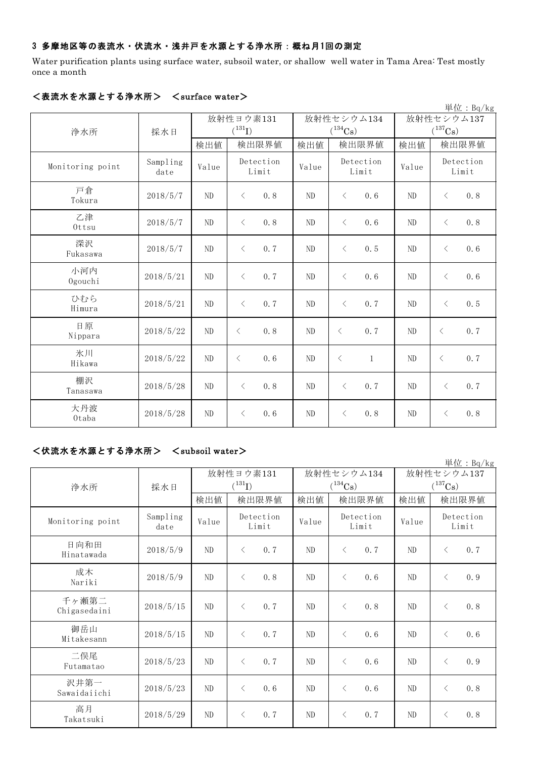### 3 多摩地区等の表流水・伏流水・浅井戸を水源とする浄水所：概ね月1回の測定

Water purification plants using surface water, subsoil water, or shallow well water in Tama Area: Test mostly once a month

#### ＜表流水を水源とする浄水所＞　＜surface water＞

単位：Bq/kg

| 浄水所 | 採水日 | 放射性ヨウ素131 ($^{131}I$) | | 放射性セシウム134 ($^{134}Cs$) | | 放射性セシウム137 ($^{137}Cs$) | |
|---|---|---|---|---|---|---|---|
| | | 検出値 | 検出限界値 | 検出値 | 検出限界値 | 検出値 | 検出限界値 |
| Monitoring point | Sampling date | Value | Detection Limit | Value | Detection Limit | Value | Detection Limit |
| 戸倉 Tokura | 2018/5/7 | ND | ＜ 0.8 | ND | ＜ 0.6 | ND | ＜ 0.8 |
| 乙津 Ottsu | 2018/5/7 | ND | ＜ 0.8 | ND | ＜ 0.6 | ND | ＜ 0.8 |
| 深沢 Fukasawa | 2018/5/7 | ND | ＜ 0.7 | ND | ＜ 0.5 | ND | ＜ 0.6 |
| 小河内 Ogouchi | 2018/5/21 | ND | ＜ 0.7 | ND | ＜ 0.6 | ND | ＜ 0.6 |
| ひむら Himura | 2018/5/21 | ND | ＜ 0.7 | ND | ＜ 0.7 | ND | ＜ 0.5 |
| 日原 Nippara | 2018/5/22 | ND | ＜ 0.8 | ND | ＜ 0.7 | ND | ＜ 0.7 |
| 氷川 Hikawa | 2018/5/22 | ND | ＜ 0.6 | ND | ＜ 1 | ND | ＜ 0.7 |
| 棚沢 Tanasawa | 2018/5/28 | ND | ＜ 0.8 | ND | ＜ 0.7 | ND | ＜ 0.7 |
| 大丹波 Otaba | 2018/5/28 | ND | ＜ 0.6 | ND | ＜ 0.8 | ND | ＜ 0.8 |

#### ＜伏流水を水源とする浄水所＞　＜subsoil water＞

単位：Bq/kg

| 浄水所 | 採水日 | 放射性ヨウ素131 ($^{131}I$) | | 放射性セシウム134 ($^{134}Cs$) | | 放射性セシウム137 ($^{137}Cs$) | |
|---|---|---|---|---|---|---|---|
| | | 検出値 | 検出限界値 | 検出値 | 検出限界値 | 検出値 | 検出限界値 |
| Monitoring point | Sampling date | Value | Detection Limit | Value | Detection Limit | Value | Detection Limit |
| 日向和田 Hinatawada | 2018/5/9 | ND | ＜ 0.7 | ND | ＜ 0.7 | ND | ＜ 0.7 |
| 成木 Nariki | 2018/5/9 | ND | ＜ 0.8 | ND | ＜ 0.6 | ND | ＜ 0.9 |
| 千ヶ瀬第二 Chigasedaini | 2018/5/15 | ND | ＜ 0.7 | ND | ＜ 0.8 | ND | ＜ 0.8 |
| 御岳山 Mitakesann | 2018/5/15 | ND | ＜ 0.7 | ND | ＜ 0.6 | ND | ＜ 0.6 |
| 二俣尾 Futamatao | 2018/5/23 | ND | ＜ 0.7 | ND | ＜ 0.6 | ND | ＜ 0.9 |
| 沢井第一 Sawaidaiichi | 2018/5/23 | ND | ＜ 0.6 | ND | ＜ 0.6 | ND | ＜ 0.8 |
| 高月 Takatsuki | 2018/5/29 | ND | ＜ 0.7 | ND | ＜ 0.7 | ND | ＜ 0.8 |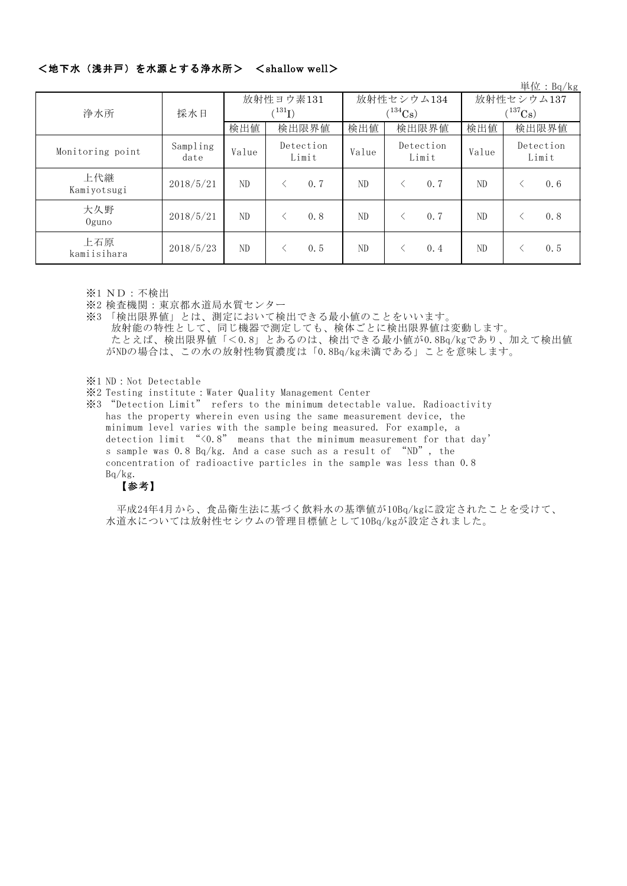## ＜地下水（浅井戸）を水源とする浄水所＞　＜shallow well＞

単位：Bq/kg

| 浄水所 | 採水日 | 放射性ヨウ素131 ($^{131}I$) | | 放射性セシウム134 ($^{134}Cs$) | | 放射性セシウム137 ($^{137}Cs$) | |
|---|---|---|---|---|---|---|---|
| | | 検出値 | 検出限界値 | 検出値 | 検出限界値 | 検出値 | 検出限界値 |
| Monitoring point | Sampling date | Value | Detection Limit | Value | Detection Limit | Value | Detection Limit |
| 上代継 Kamiyotsugi | 2018/5/21 | ND | ＜　0.7 | ND | ＜　0.7 | ND | ＜　0.6 |
| 大久野 Oguno | 2018/5/21 | ND | ＜　0.8 | ND | ＜　0.7 | ND | ＜　0.8 |
| 上石原 kamiisihara | 2018/5/23 | ND | ＜　0.5 | ND | ＜　0.4 | ND | ＜　0.5 |

※1 ＮＤ：不検出

※2 検査機関：東京都水道局水質センター

※3 「検出限界値」とは、測定において検出できる最小値のことをいいます。
放射能の特性として、同じ機器で測定しても、検体ごとに検出限界値は変動します。
たとえば、検出限界値「＜0.8」とあるのは、検出できる最小値が0.8Bq/kgであり、加えて検出値がNDの場合は、この水の放射性物質濃度は「0.8Bq/kg未満である」ことを意味します。

※1 ND：Not Detectable

※2 Testing institute：Water Quality Management Center

※3 "Detection Limit" refers to the minimum detectable value. Radioactivity has the property wherein even using the same measurement device, the minimum level varies with the sample being measured. For example, a detection limit "<0.8" means that the minimum measurement for that day's sample was 0.8 Bq/kg. And a case such as a result of "ND", the concentration of radioactive particles in the sample was less than 0.8 Bq/kg.

**【参考】**

平成24年4月から、食品衛生法に基づく飲料水の基準値が10Bq/kgに設定されたことを受けて、水道水については放射性セシウムの管理目標値として10Bq/kgが設定されました。